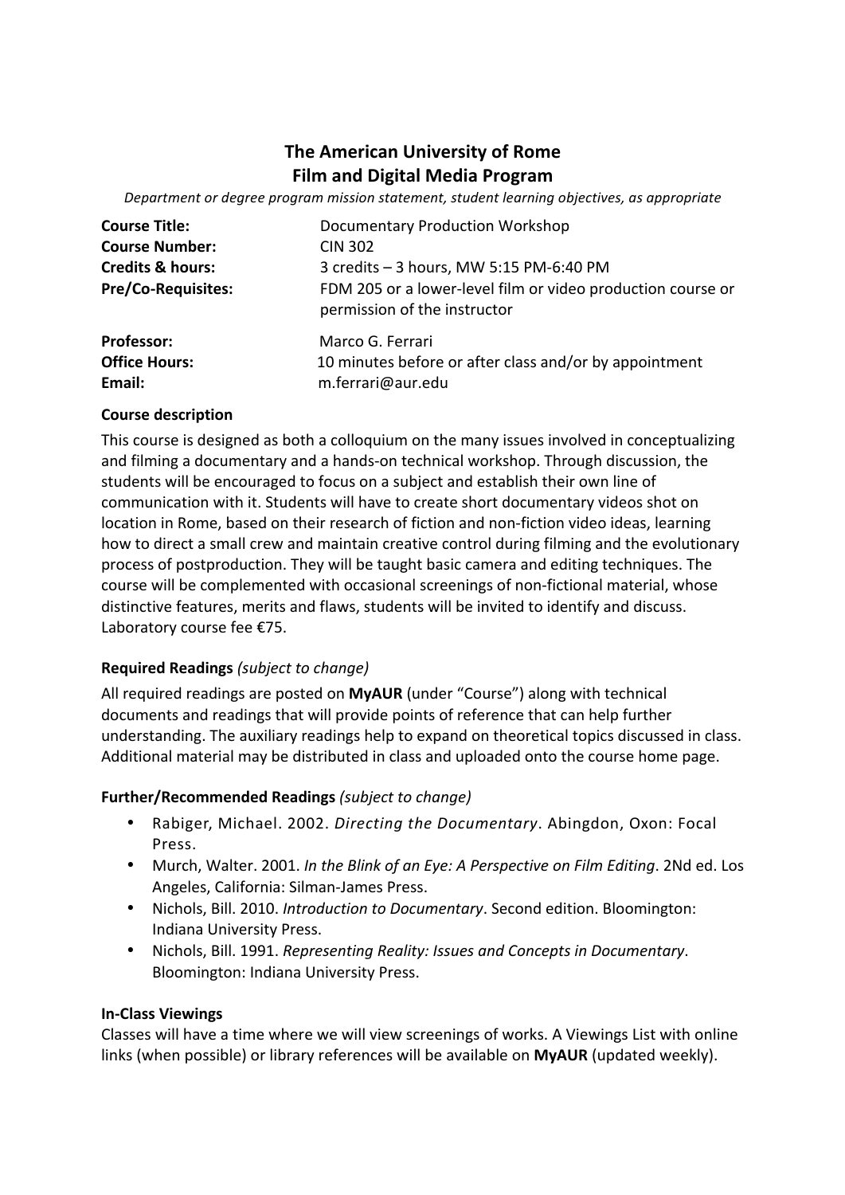# The American University of Rome
## Film and Digital Media Program

*Department or degree program mission statement, student learning objectives, as appropriate*

| | |
|---|---|
| **Course Title:** | Documentary Production Workshop |
| **Course Number:** | CIN 302 |
| **Credits & hours:** | 3 credits – 3 hours, MW 5:15 PM-6:40 PM |
| **Pre/Co-Requisites:** | FDM 205 or a lower-level film or video production course or permission of the instructor |
| **Professor:** | Marco G. Ferrari |
| **Office Hours:** | 10 minutes before or after class and/or by appointment |
| **Email:** | m.ferrari@aur.edu |

### Course description

This course is designed as both a colloquium on the many issues involved in conceptualizing and filming a documentary and a hands-on technical workshop. Through discussion, the students will be encouraged to focus on a subject and establish their own line of communication with it. Students will have to create short documentary videos shot on location in Rome, based on their research of fiction and non-fiction video ideas, learning how to direct a small crew and maintain creative control during filming and the evolutionary process of postproduction. They will be taught basic camera and editing techniques. The course will be complemented with occasional screenings of non-fictional material, whose distinctive features, merits and flaws, students will be invited to identify and discuss. Laboratory course fee €75.

### Required Readings *(subject to change)*

All required readings are posted on **MyAUR** (under "Course") along with technical documents and readings that will provide points of reference that can help further understanding. The auxiliary readings help to expand on theoretical topics discussed in class. Additional material may be distributed in class and uploaded onto the course home page.

### Further/Recommended Readings *(subject to change)*

- Rabiger, Michael. 2002. *Directing the Documentary*. Abingdon, Oxon: Focal Press.
- Murch, Walter. 2001. *In the Blink of an Eye: A Perspective on Film Editing*. 2Nd ed. Los Angeles, California: Silman-James Press.
- Nichols, Bill. 2010. *Introduction to Documentary*. Second edition. Bloomington: Indiana University Press.
- Nichols, Bill. 1991. *Representing Reality: Issues and Concepts in Documentary*. Bloomington: Indiana University Press.

### In-Class Viewings

Classes will have a time where we will view screenings of works. A Viewings List with online links (when possible) or library references will be available on **MyAUR** (updated weekly).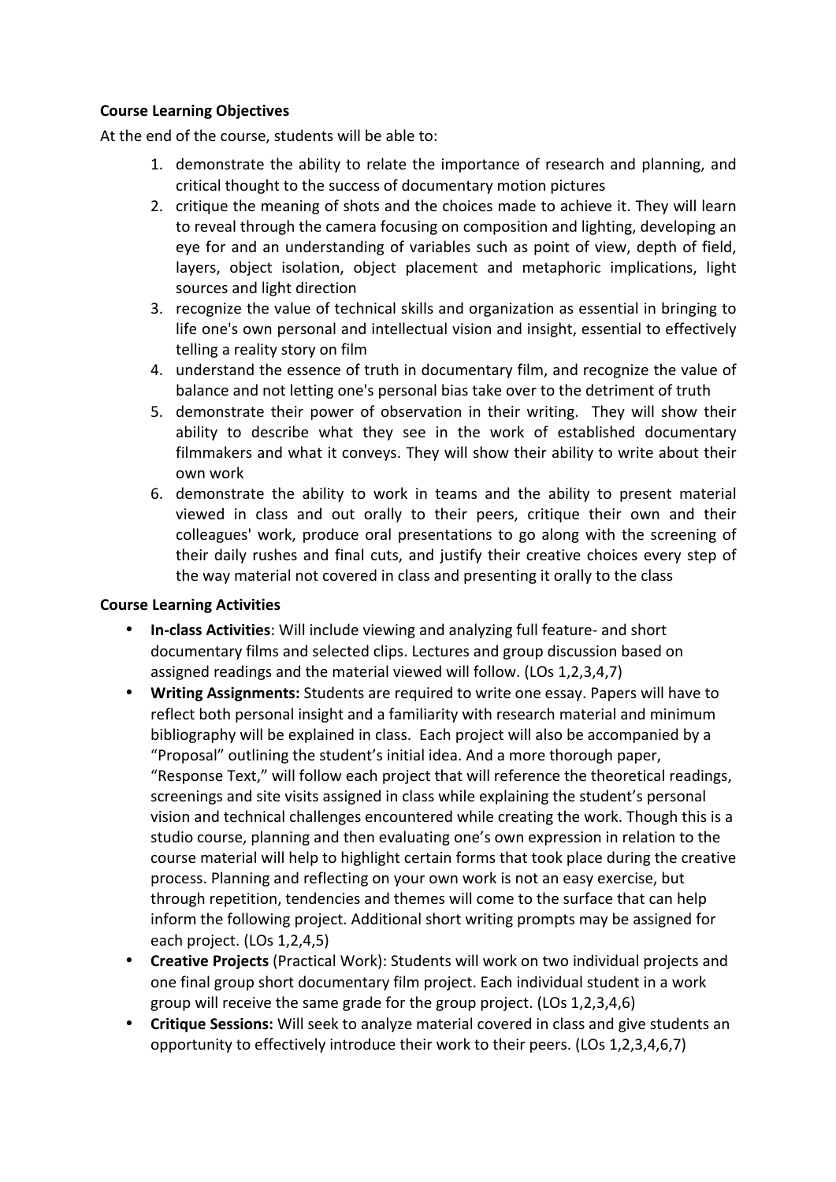**Course Learning Objectives**

At the end of the course, students will be able to:

1. demonstrate the ability to relate the importance of research and planning, and critical thought to the success of documentary motion pictures
2. critique the meaning of shots and the choices made to achieve it. They will learn to reveal through the camera focusing on composition and lighting, developing an eye for and an understanding of variables such as point of view, depth of field, layers, object isolation, object placement and metaphoric implications, light sources and light direction
3. recognize the value of technical skills and organization as essential in bringing to life one's own personal and intellectual vision and insight, essential to effectively telling a reality story on film
4. understand the essence of truth in documentary film, and recognize the value of balance and not letting one's personal bias take over to the detriment of truth
5. demonstrate their power of observation in their writing. They will show their ability to describe what they see in the work of established documentary filmmakers and what it conveys. They will show their ability to write about their own work
6. demonstrate the ability to work in teams and the ability to present material viewed in class and out orally to their peers, critique their own and their colleagues' work, produce oral presentations to go along with the screening of their daily rushes and final cuts, and justify their creative choices every step of the way material not covered in class and presenting it orally to the class

**Course Learning Activities**

- **In-class Activities**: Will include viewing and analyzing full feature- and short documentary films and selected clips. Lectures and group discussion based on assigned readings and the material viewed will follow. (LOs 1,2,3,4,7)
- **Writing Assignments:** Students are required to write one essay. Papers will have to reflect both personal insight and a familiarity with research material and minimum bibliography will be explained in class. Each project will also be accompanied by a "Proposal" outlining the student's initial idea. And a more thorough paper, "Response Text," will follow each project that will reference the theoretical readings, screenings and site visits assigned in class while explaining the student's personal vision and technical challenges encountered while creating the work. Though this is a studio course, planning and then evaluating one's own expression in relation to the course material will help to highlight certain forms that took place during the creative process. Planning and reflecting on your own work is not an easy exercise, but through repetition, tendencies and themes will come to the surface that can help inform the following project. Additional short writing prompts may be assigned for each project. (LOs 1,2,4,5)
- **Creative Projects** (Practical Work): Students will work on two individual projects and one final group short documentary film project. Each individual student in a work group will receive the same grade for the group project. (LOs 1,2,3,4,6)
- **Critique Sessions:** Will seek to analyze material covered in class and give students an opportunity to effectively introduce their work to their peers. (LOs 1,2,3,4,6,7)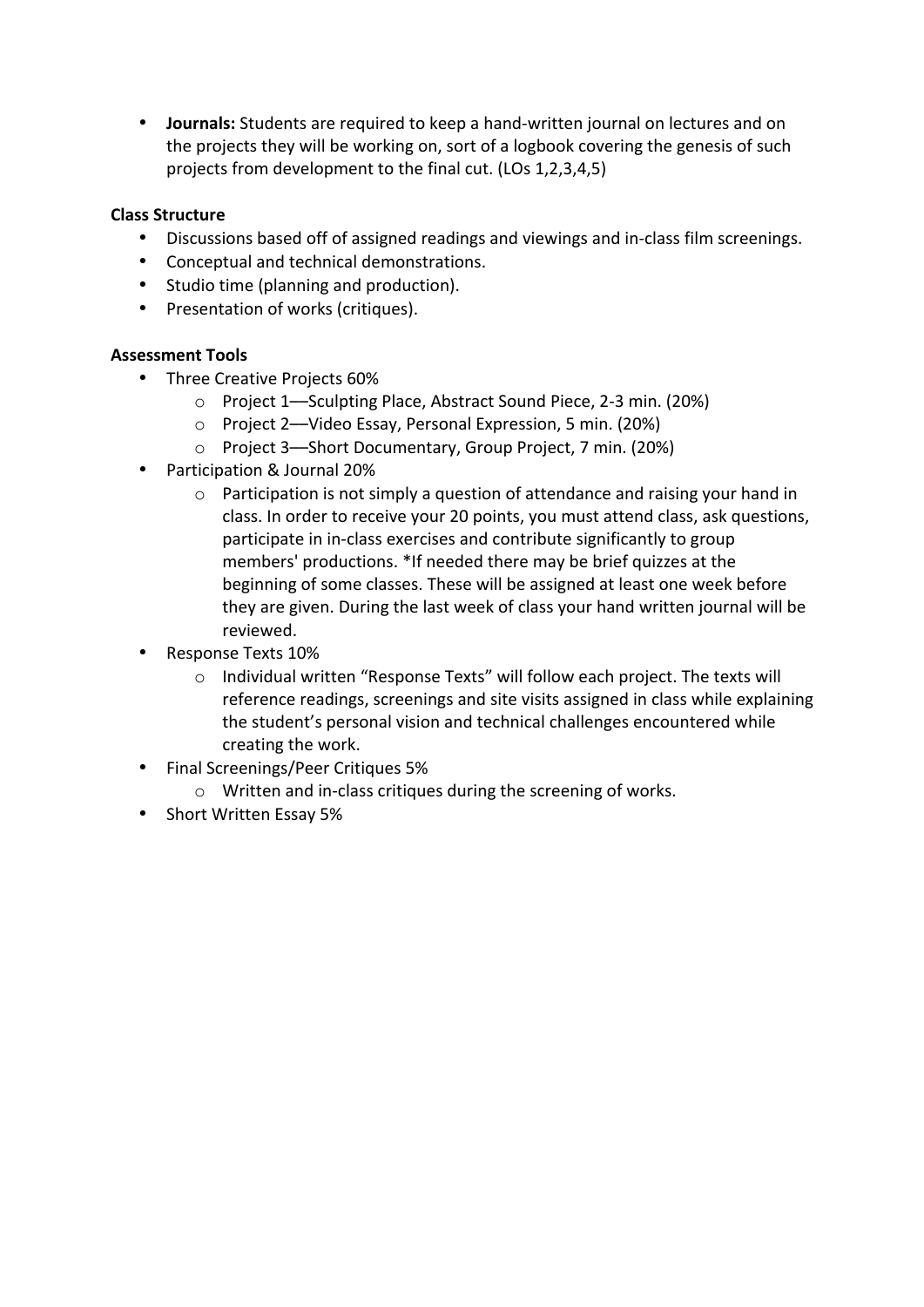- **Journals:** Students are required to keep a hand-written journal on lectures and on the projects they will be working on, sort of a logbook covering the genesis of such projects from development to the final cut. (LOs 1,2,3,4,5)

**Class Structure**

- Discussions based off of assigned readings and viewings and in-class film screenings.
- Conceptual and technical demonstrations.
- Studio time (planning and production).
- Presentation of works (critiques).

**Assessment Tools**

- Three Creative Projects 60%
  - Project 1—Sculpting Place, Abstract Sound Piece, 2-3 min. (20%)
  - Project 2—Video Essay, Personal Expression, 5 min. (20%)
  - Project 3—Short Documentary, Group Project, 7 min. (20%)
- Participation & Journal 20%
  - Participation is not simply a question of attendance and raising your hand in class. In order to receive your 20 points, you must attend class, ask questions, participate in in-class exercises and contribute significantly to group members' productions. *If needed there may be brief quizzes at the beginning of some classes. These will be assigned at least one week before they are given. During the last week of class your hand written journal will be reviewed.
- Response Texts 10%
  - Individual written "Response Texts" will follow each project. The texts will reference readings, screenings and site visits assigned in class while explaining the student's personal vision and technical challenges encountered while creating the work.
- Final Screenings/Peer Critiques 5%
  - Written and in-class critiques during the screening of works.
- Short Written Essay 5%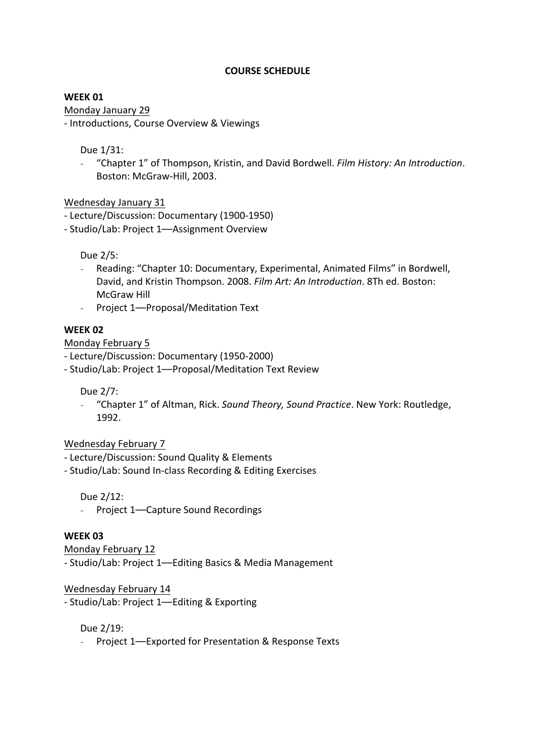## COURSE SCHEDULE

### WEEK 01

Monday January 29

- Introductions, Course Overview & Viewings

Due 1/31:

- "Chapter 1" of Thompson, Kristin, and David Bordwell. *Film History: An Introduction*. Boston: McGraw-Hill, 2003.

Wednesday January 31

- Lecture/Discussion: Documentary (1900-1950)
- Studio/Lab: Project 1—Assignment Overview

Due 2/5:

- Reading: "Chapter 10: Documentary, Experimental, Animated Films" in Bordwell, David, and Kristin Thompson. 2008. *Film Art: An Introduction*. 8Th ed. Boston: McGraw Hill
- Project 1—Proposal/Meditation Text

### WEEK 02

Monday February 5

- Lecture/Discussion: Documentary (1950-2000)
- Studio/Lab: Project 1—Proposal/Meditation Text Review

Due 2/7:

- "Chapter 1" of Altman, Rick. *Sound Theory, Sound Practice*. New York: Routledge, 1992.

Wednesday February 7

- Lecture/Discussion: Sound Quality & Elements
- Studio/Lab: Sound In-class Recording & Editing Exercises

Due 2/12:

- Project 1—Capture Sound Recordings

### WEEK 03

Monday February 12

- Studio/Lab: Project 1—Editing Basics & Media Management

Wednesday February 14

- Studio/Lab: Project 1—Editing & Exporting

Due 2/19:

- Project 1—Exported for Presentation & Response Texts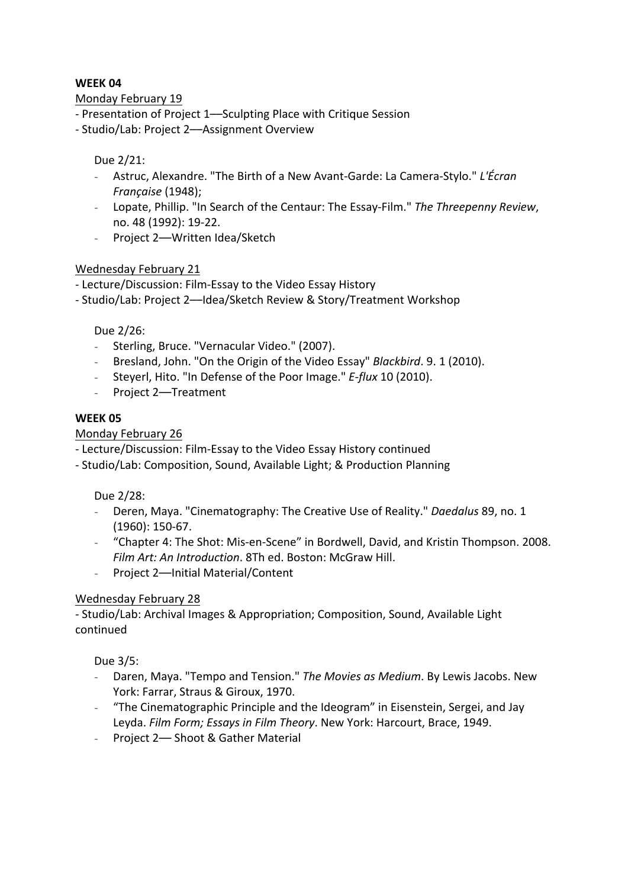**WEEK 04**

Monday February 19

- Presentation of Project 1—Sculpting Place with Critique Session
- Studio/Lab: Project 2—Assignment Overview

Due 2/21:

- Astruc, Alexandre. "The Birth of a New Avant-Garde: La Camera-Stylo." *L'Écran Française* (1948);
- Lopate, Phillip. "In Search of the Centaur: The Essay-Film." *The Threepenny Review*, no. 48 (1992): 19-22.
- Project 2—Written Idea/Sketch

Wednesday February 21

- Lecture/Discussion: Film-Essay to the Video Essay History
- Studio/Lab: Project 2—Idea/Sketch Review & Story/Treatment Workshop

Due 2/26:

- Sterling, Bruce. "Vernacular Video." (2007).
- Bresland, John. "On the Origin of the Video Essay" *Blackbird*. 9. 1 (2010).
- Steyerl, Hito. "In Defense of the Poor Image." *E-flux* 10 (2010).
- Project 2—Treatment

**WEEK 05**

Monday February 26

- Lecture/Discussion: Film-Essay to the Video Essay History continued
- Studio/Lab: Composition, Sound, Available Light; & Production Planning

Due 2/28:

- Deren, Maya. "Cinematography: The Creative Use of Reality." *Daedalus* 89, no. 1 (1960): 150-67.
- "Chapter 4: The Shot: Mis-en-Scene" in Bordwell, David, and Kristin Thompson. 2008. *Film Art: An Introduction*. 8Th ed. Boston: McGraw Hill.
- Project 2—Initial Material/Content

Wednesday February 28

- Studio/Lab: Archival Images & Appropriation; Composition, Sound, Available Light continued

Due 3/5:

- Daren, Maya. "Tempo and Tension." *The Movies as Medium*. By Lewis Jacobs. New York: Farrar, Straus & Giroux, 1970.
- "The Cinematographic Principle and the Ideogram" in Eisenstein, Sergei, and Jay Leyda. *Film Form; Essays in Film Theory*. New York: Harcourt, Brace, 1949.
- Project 2— Shoot & Gather Material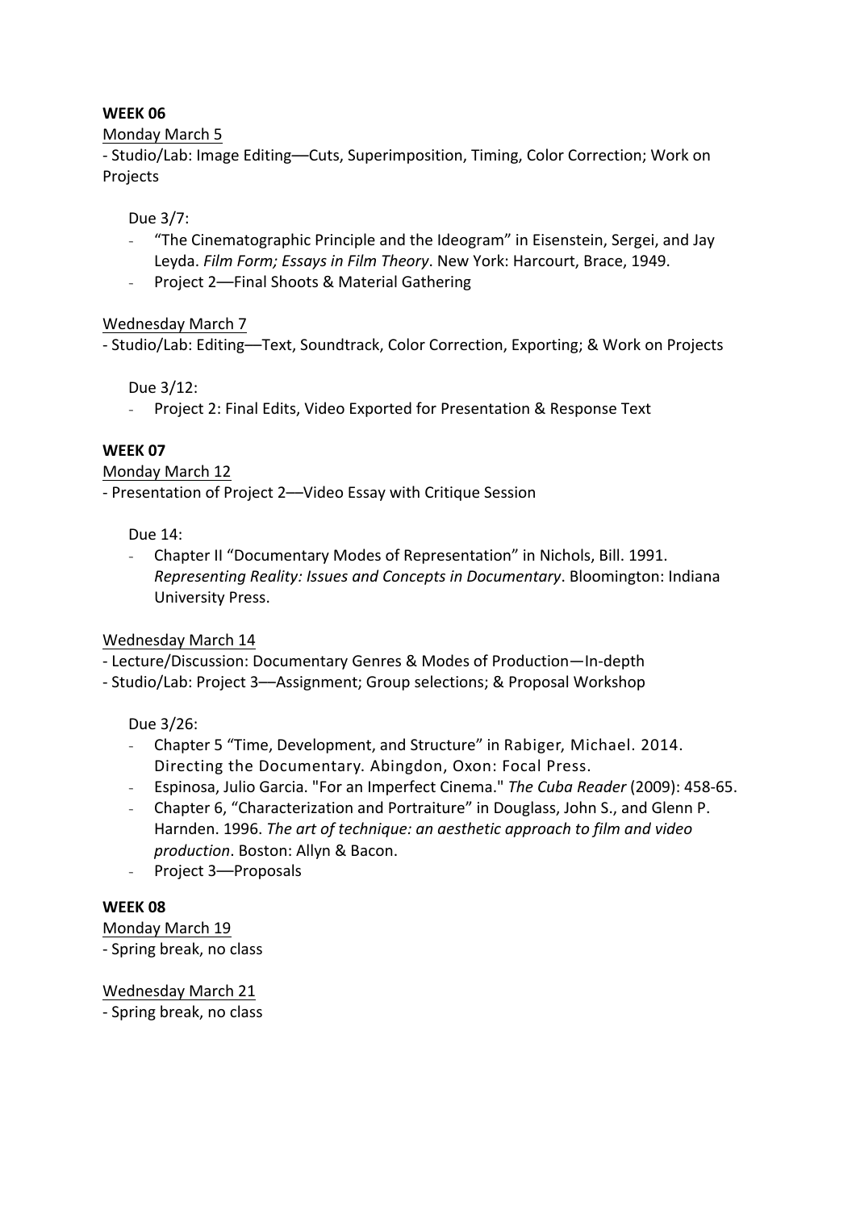**WEEK 06**

Monday March 5

- Studio/Lab: Image Editing––Cuts, Superimposition, Timing, Color Correction; Work on Projects

Due 3/7:

- "The Cinematographic Principle and the Ideogram" in Eisenstein, Sergei, and Jay Leyda. *Film Form; Essays in Film Theory*. New York: Harcourt, Brace, 1949.
- Project 2––Final Shoots & Material Gathering

Wednesday March 7

- Studio/Lab: Editing––Text, Soundtrack, Color Correction, Exporting; & Work on Projects

Due 3/12:

- Project 2: Final Edits, Video Exported for Presentation & Response Text

**WEEK 07**

Monday March 12

- Presentation of Project 2––Video Essay with Critique Session

Due 14:

- Chapter II "Documentary Modes of Representation" in Nichols, Bill. 1991. *Representing Reality: Issues and Concepts in Documentary*. Bloomington: Indiana University Press.

Wednesday March 14

- Lecture/Discussion: Documentary Genres & Modes of Production—In-depth
- Studio/Lab: Project 3––Assignment; Group selections; & Proposal Workshop

Due 3/26:

- Chapter 5 "Time, Development, and Structure" in Rabiger, Michael. 2014. Directing the Documentary. Abingdon, Oxon: Focal Press.
- Espinosa, Julio Garcia. "For an Imperfect Cinema." *The Cuba Reader* (2009): 458-65.
- Chapter 6, "Characterization and Portraiture" in Douglass, John S., and Glenn P. Harnden. 1996. *The art of technique: an aesthetic approach to film and video production*. Boston: Allyn & Bacon.
- Project 3––Proposals

**WEEK 08**

Monday March 19

- Spring break, no class

Wednesday March 21

- Spring break, no class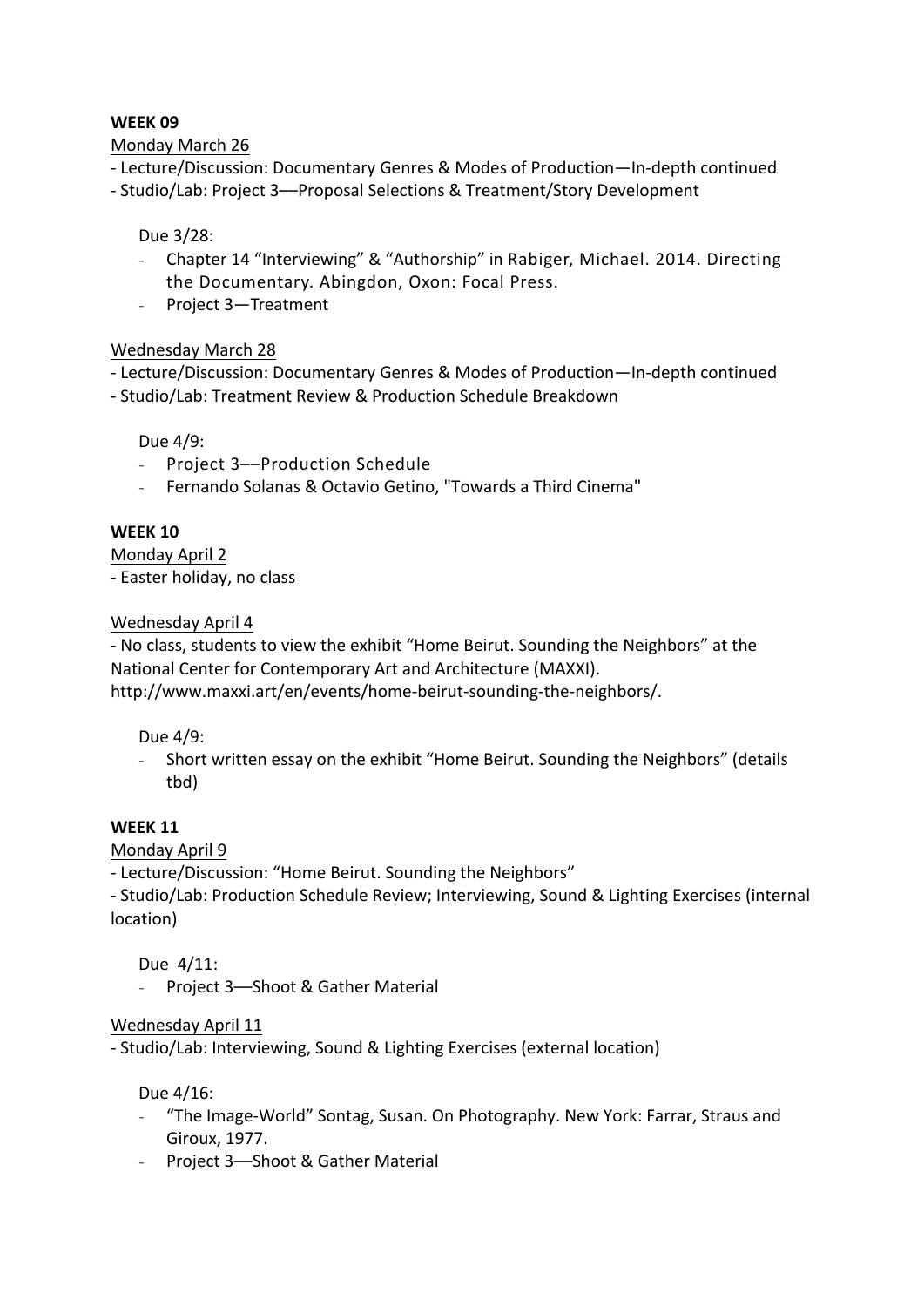**WEEK 09**

Monday March 26

- Lecture/Discussion: Documentary Genres & Modes of Production—In-depth continued
- Studio/Lab: Project 3—Proposal Selections & Treatment/Story Development

Due 3/28:

- Chapter 14 "Interviewing" & "Authorship" in Rabiger, Michael. 2014. Directing the Documentary. Abingdon, Oxon: Focal Press.
- Project 3—Treatment

Wednesday March 28

- Lecture/Discussion: Documentary Genres & Modes of Production—In-depth continued
- Studio/Lab: Treatment Review & Production Schedule Breakdown

Due 4/9:

- Project 3––Production Schedule
- Fernando Solanas & Octavio Getino, "Towards a Third Cinema"

**WEEK 10**

Monday April 2

- Easter holiday, no class

Wednesday April 4

- No class, students to view the exhibit "Home Beirut. Sounding the Neighbors" at the National Center for Contemporary Art and Architecture (MAXXI). http://www.maxxi.art/en/events/home-beirut-sounding-the-neighbors/.

Due 4/9:

- Short written essay on the exhibit "Home Beirut. Sounding the Neighbors" (details tbd)

**WEEK 11**

Monday April 9

- Lecture/Discussion: "Home Beirut. Sounding the Neighbors"
- Studio/Lab: Production Schedule Review; Interviewing, Sound & Lighting Exercises (internal location)

Due 4/11:

- Project 3—Shoot & Gather Material

Wednesday April 11

- Studio/Lab: Interviewing, Sound & Lighting Exercises (external location)

Due 4/16:

- "The Image-World" Sontag, Susan. On Photography. New York: Farrar, Straus and Giroux, 1977.
- Project 3—Shoot & Gather Material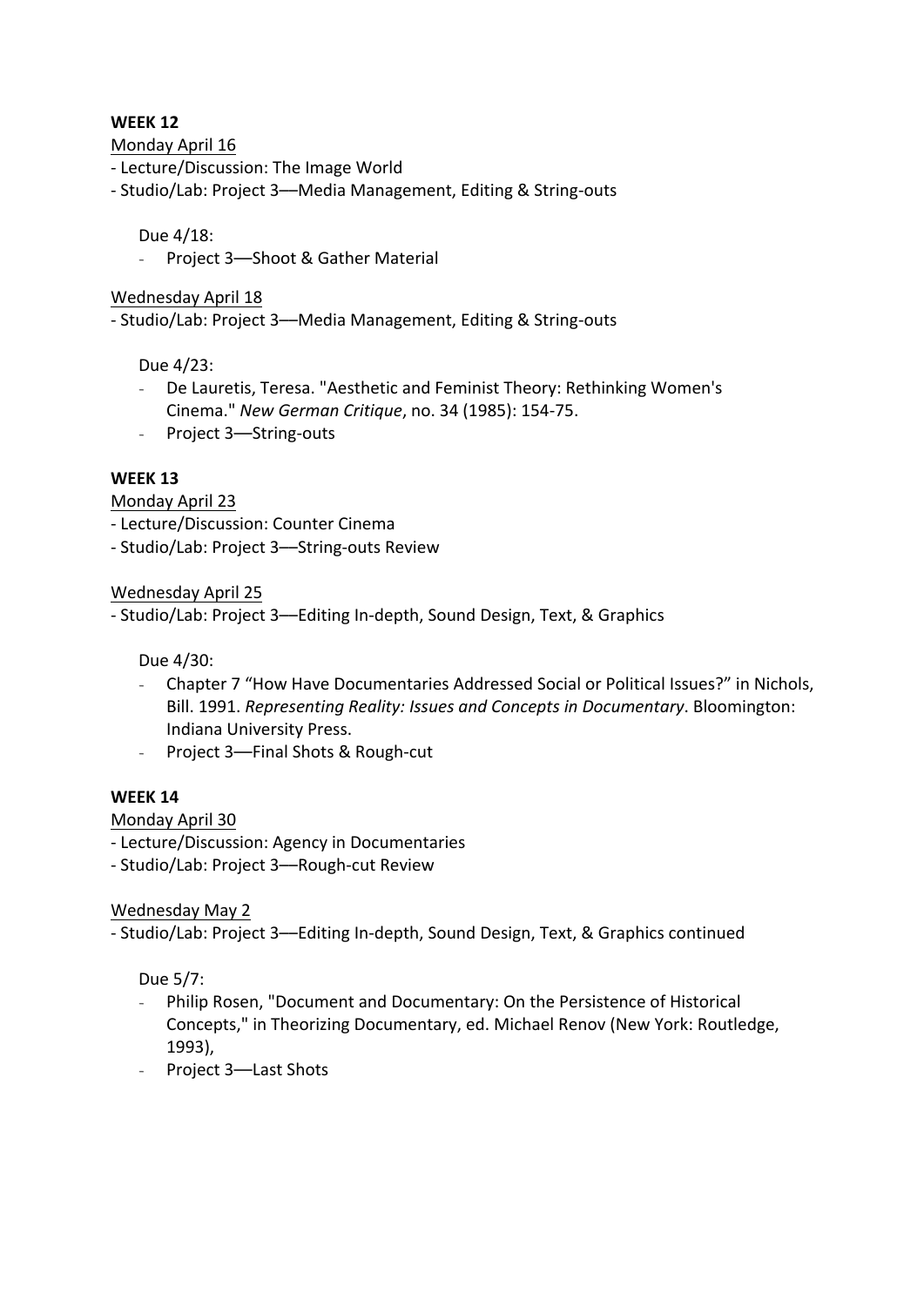**WEEK 12**

Monday April 16

- Lecture/Discussion: The Image World
- Studio/Lab: Project 3––Media Management, Editing & String-outs

Due 4/18:

- Project 3––Shoot & Gather Material

Wednesday April 18

- Studio/Lab: Project 3––Media Management, Editing & String-outs

Due 4/23:

- De Lauretis, Teresa. "Aesthetic and Feminist Theory: Rethinking Women's Cinema." *New German Critique*, no. 34 (1985): 154-75.
- Project 3––String-outs

**WEEK 13**

Monday April 23

- Lecture/Discussion: Counter Cinema
- Studio/Lab: Project 3––String-outs Review

Wednesday April 25

- Studio/Lab: Project 3––Editing In-depth, Sound Design, Text, & Graphics

Due 4/30:

- Chapter 7 "How Have Documentaries Addressed Social or Political Issues?" in Nichols, Bill. 1991. *Representing Reality: Issues and Concepts in Documentary*. Bloomington: Indiana University Press.
- Project 3––Final Shots & Rough-cut

**WEEK 14**

Monday April 30

- Lecture/Discussion: Agency in Documentaries
- Studio/Lab: Project 3––Rough-cut Review

Wednesday May 2

- Studio/Lab: Project 3––Editing In-depth, Sound Design, Text, & Graphics continued

Due 5/7:

- Philip Rosen, "Document and Documentary: On the Persistence of Historical Concepts," in Theorizing Documentary, ed. Michael Renov (New York: Routledge, 1993),
- Project 3––Last Shots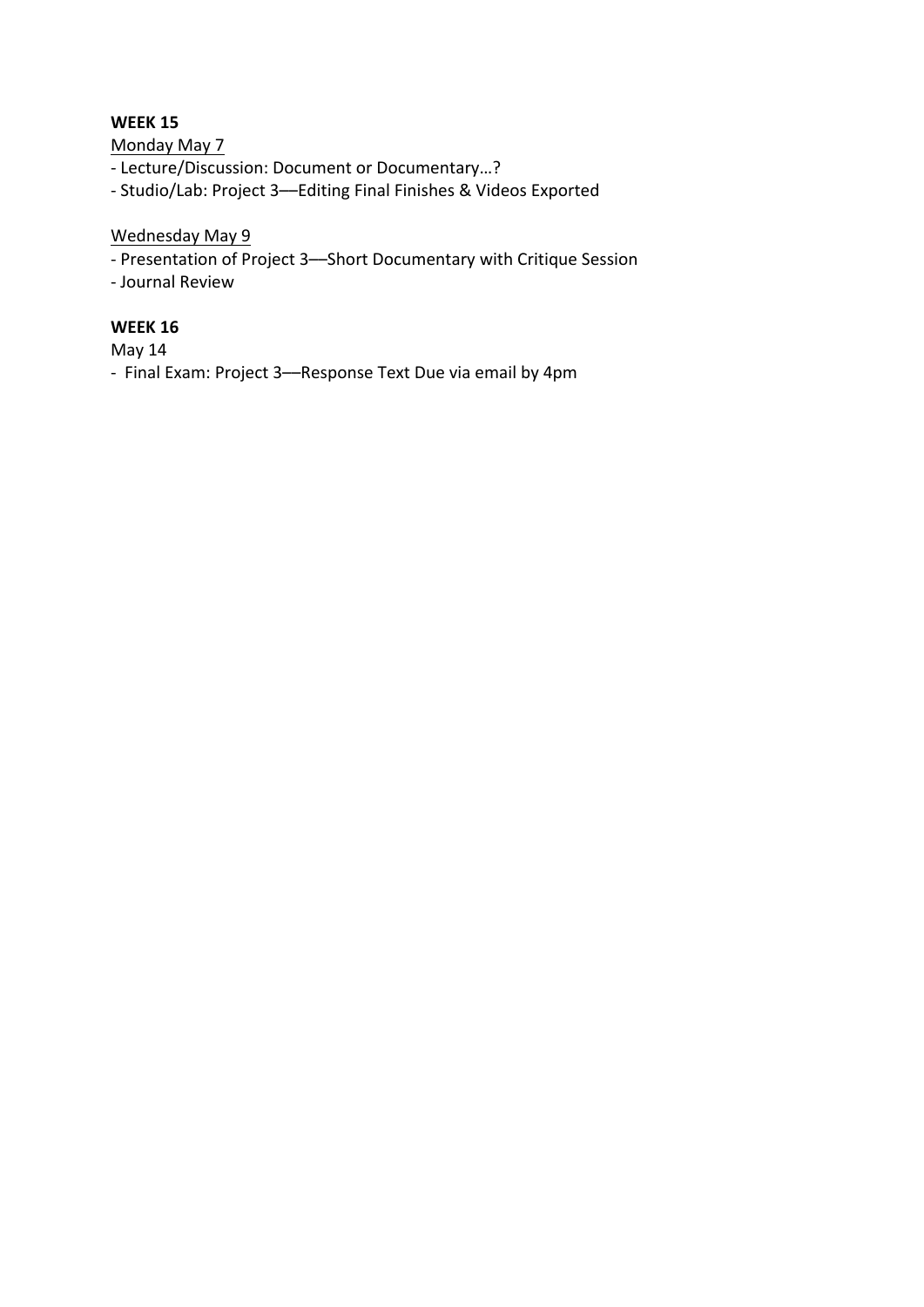**WEEK 15**

Monday May 7

- Lecture/Discussion: Document or Documentary…?
- Studio/Lab: Project 3—Editing Final Finishes & Videos Exported

Wednesday May 9

- Presentation of Project 3—Short Documentary with Critique Session
- Journal Review

**WEEK 16**

May 14

- Final Exam: Project 3—Response Text Due via email by 4pm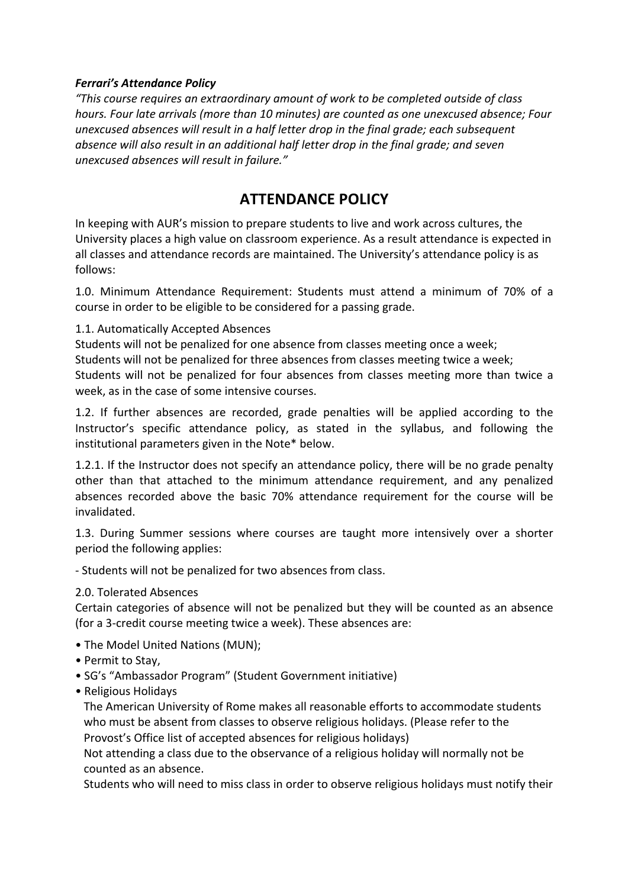***Ferrari's Attendance Policy***

*"This course requires an extraordinary amount of work to be completed outside of class hours. Four late arrivals (more than 10 minutes) are counted as one unexcused absence; Four unexcused absences will result in a half letter drop in the final grade; each subsequent absence will also result in an additional half letter drop in the final grade; and seven unexcused absences will result in failure."*

## ATTENDANCE POLICY

In keeping with AUR's mission to prepare students to live and work across cultures, the University places a high value on classroom experience. As a result attendance is expected in all classes and attendance records are maintained. The University's attendance policy is as follows:

1.0. Minimum Attendance Requirement: Students must attend a minimum of 70% of a course in order to be eligible to be considered for a passing grade.

1.1. Automatically Accepted Absences
Students will not be penalized for one absence from classes meeting once a week;
Students will not be penalized for three absences from classes meeting twice a week;
Students will not be penalized for four absences from classes meeting more than twice a week, as in the case of some intensive courses.

1.2. If further absences are recorded, grade penalties will be applied according to the Instructor's specific attendance policy, as stated in the syllabus, and following the institutional parameters given in the Note* below.

1.2.1. If the Instructor does not specify an attendance policy, there will be no grade penalty other than that attached to the minimum attendance requirement, and any penalized absences recorded above the basic 70% attendance requirement for the course will be invalidated.

1.3. During Summer sessions where courses are taught more intensively over a shorter period the following applies:

- Students will not be penalized for two absences from class.

2.0. Tolerated Absences
Certain categories of absence will not be penalized but they will be counted as an absence (for a 3-credit course meeting twice a week). These absences are:

- The Model United Nations (MUN);
- Permit to Stay,
- SG's "Ambassador Program" (Student Government initiative)
- Religious Holidays
  The American University of Rome makes all reasonable efforts to accommodate students who must be absent from classes to observe religious holidays. (Please refer to the Provost's Office list of accepted absences for religious holidays)
  Not attending a class due to the observance of a religious holiday will normally not be counted as an absence.
  Students who will need to miss class in order to observe religious holidays must notify their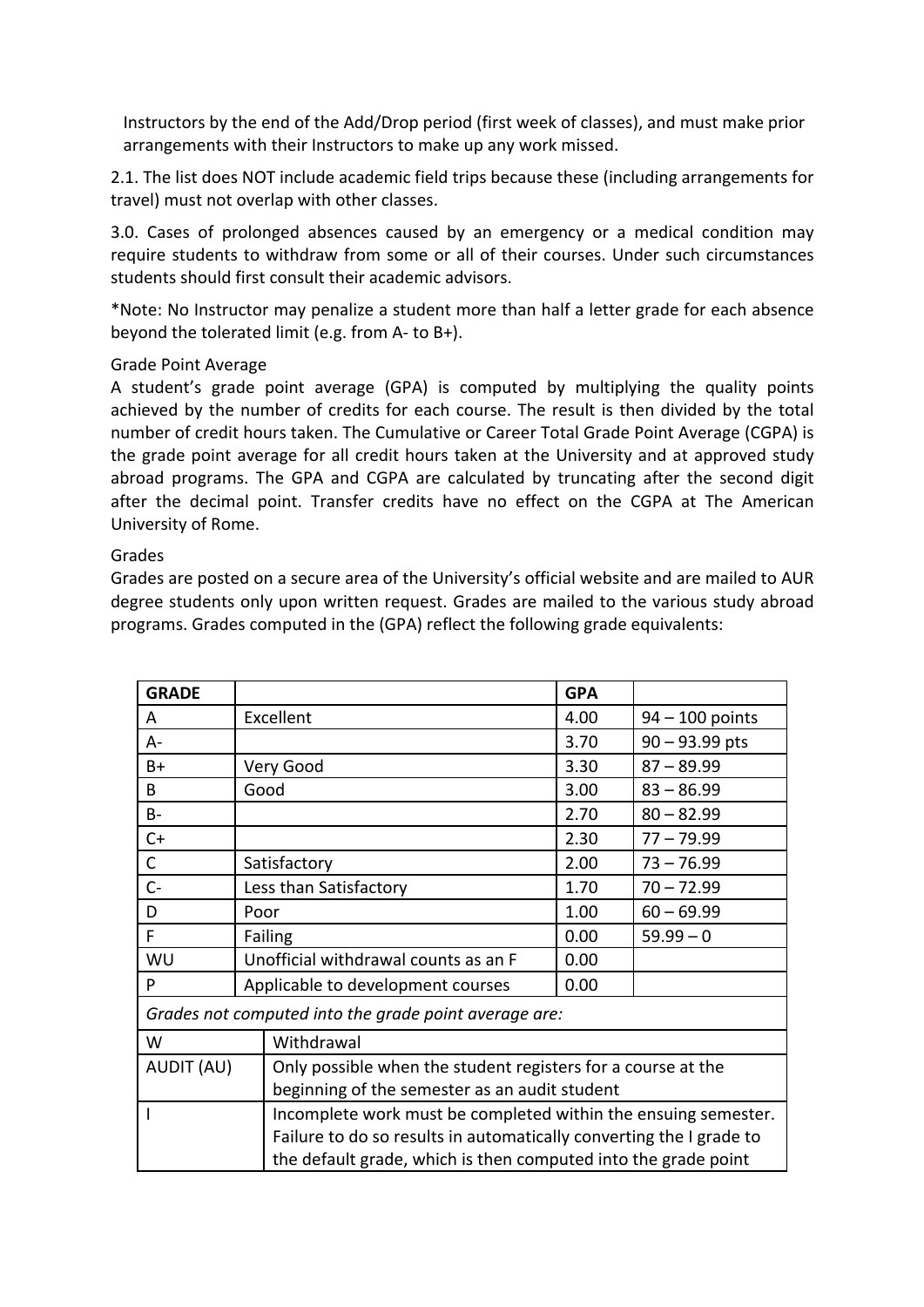Instructors by the end of the Add/Drop period (first week of classes), and must make prior arrangements with their Instructors to make up any work missed.

2.1. The list does NOT include academic field trips because these (including arrangements for travel) must not overlap with other classes.

3.0. Cases of prolonged absences caused by an emergency or a medical condition may require students to withdraw from some or all of their courses. Under such circumstances students should first consult their academic advisors.

*Note: No Instructor may penalize a student more than half a letter grade for each absence beyond the tolerated limit (e.g. from A- to B+).

Grade Point Average

A student's grade point average (GPA) is computed by multiplying the quality points achieved by the number of credits for each course. The result is then divided by the total number of credit hours taken. The Cumulative or Career Total Grade Point Average (CGPA) is the grade point average for all credit hours taken at the University and at approved study abroad programs. The GPA and CGPA are calculated by truncating after the second digit after the decimal point. Transfer credits have no effect on the CGPA at The American University of Rome.

Grades

Grades are posted on a secure area of the University's official website and are mailed to AUR degree students only upon written request. Grades are mailed to the various study abroad programs. Grades computed in the (GPA) reflect the following grade equivalents:

| **GRADE** | | **GPA** | |
|---|---|---|---|
| A | Excellent | 4.00 | 94 – 100 points |
| A- | | 3.70 | 90 – 93.99 pts |
| B+ | Very Good | 3.30 | 87 – 89.99 |
| B | Good | 3.00 | 83 – 86.99 |
| B- | | 2.70 | 80 – 82.99 |
| C+ | | 2.30 | 77 – 79.99 |
| C | Satisfactory | 2.00 | 73 – 76.99 |
| C- | Less than Satisfactory | 1.70 | 70 – 72.99 |
| D | Poor | 1.00 | 60 – 69.99 |
| F | Failing | 0.00 | 59.99 – 0 |
| WU | Unofficial withdrawal counts as an F | 0.00 | |
| P | Applicable to development courses | 0.00 | |
| *Grades not computed into the grade point average are:* | | | |
| W | Withdrawal | | |
| AUDIT (AU) | Only possible when the student registers for a course at the beginning of the semester as an audit student | | |
| I | Incomplete work must be completed within the ensuing semester. Failure to do so results in automatically converting the I grade to the default grade, which is then computed into the grade point | | |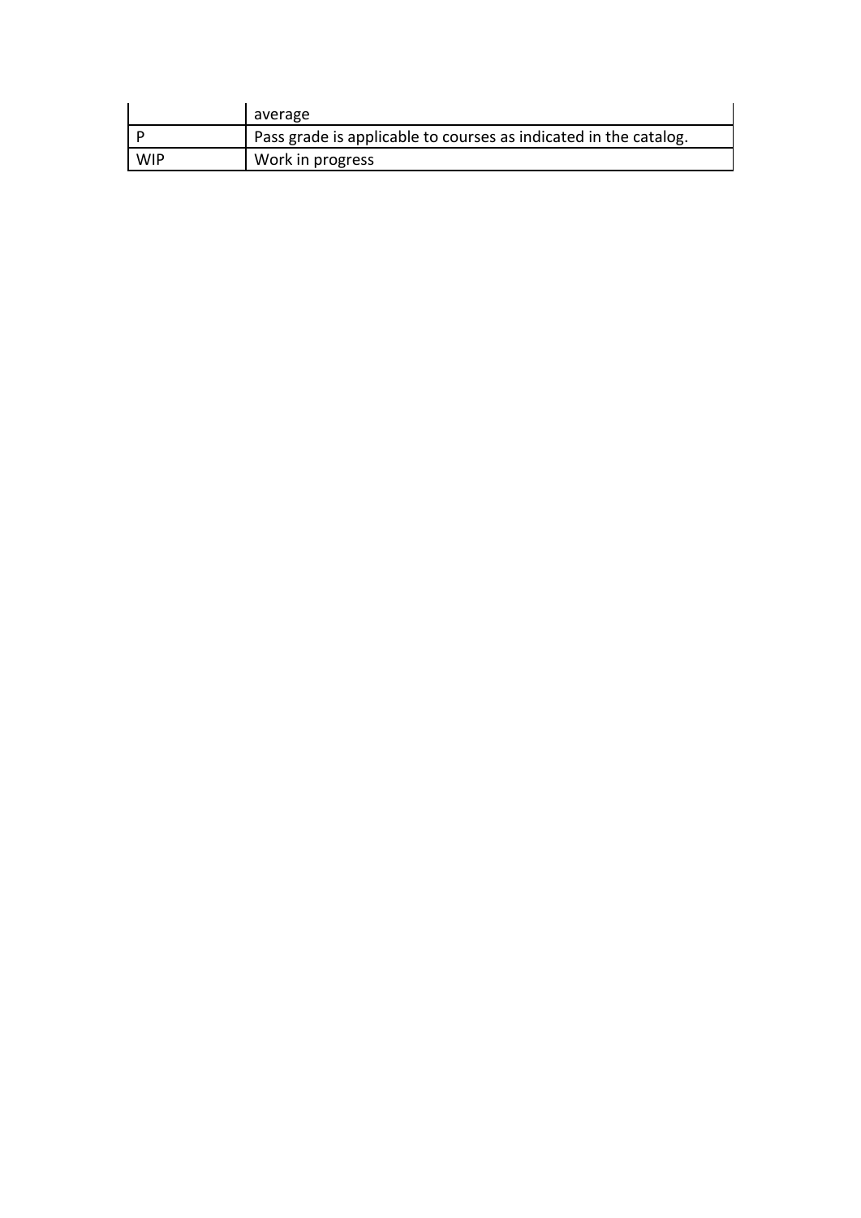| | |
|---|---|
| | average |
| P | Pass grade is applicable to courses as indicated in the catalog. |
| WIP | Work in progress |